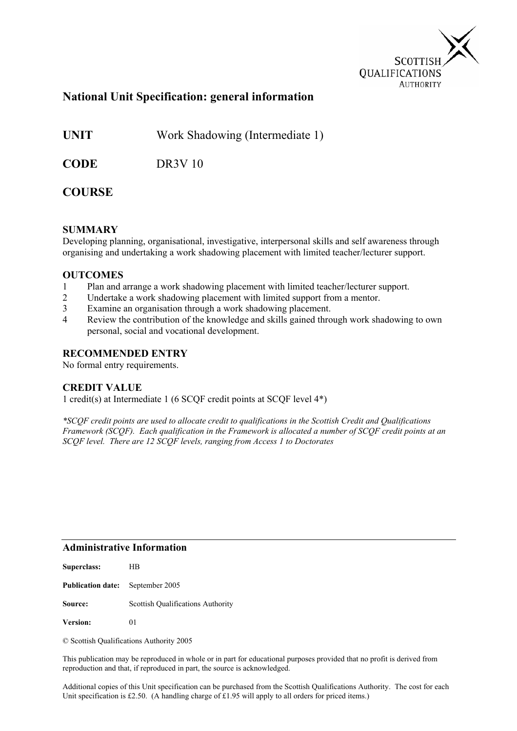SCOTTISH QUALIFICATIONS AUTHORITY

## National Unit Specification: general information

**UNIT** Work Shadowing (Intermediate 1)

**CODE** DR3V 10

**COURSE**

### SUMMARY

Developing planning, organisational, investigative, interpersonal skills and self awareness through organising and undertaking a work shadowing placement with limited teacher/lecturer support.

### OUTCOMES

1. Plan and arrange a work shadowing placement with limited teacher/lecturer support.
2. Undertake a work shadowing placement with limited support from a mentor.
3. Examine an organisation through a work shadowing placement.
4. Review the contribution of the knowledge and skills gained through work shadowing to own personal, social and vocational development.

### RECOMMENDED ENTRY

No formal entry requirements.

### CREDIT VALUE

1 credit(s) at Intermediate 1 (6 SCQF credit points at SCQF level 4*)

*\*SCQF credit points are used to allocate credit to qualifications in the Scottish Credit and Qualifications Framework (SCQF). Each qualification in the Framework is allocated a number of SCQF credit points at an SCQF level. There are 12 SCQF levels, ranging from Access 1 to Doctorates*

---

### Administrative Information

**Superclass:** HB

**Publication date:** September 2005

**Source:** Scottish Qualifications Authority

**Version:** 01

© Scottish Qualifications Authority 2005

This publication may be reproduced in whole or in part for educational purposes provided that no profit is derived from reproduction and that, if reproduced in part, the source is acknowledged.

Additional copies of this Unit specification can be purchased from the Scottish Qualifications Authority. The cost for each Unit specification is £2.50. (A handling charge of £1.95 will apply to all orders for priced items.)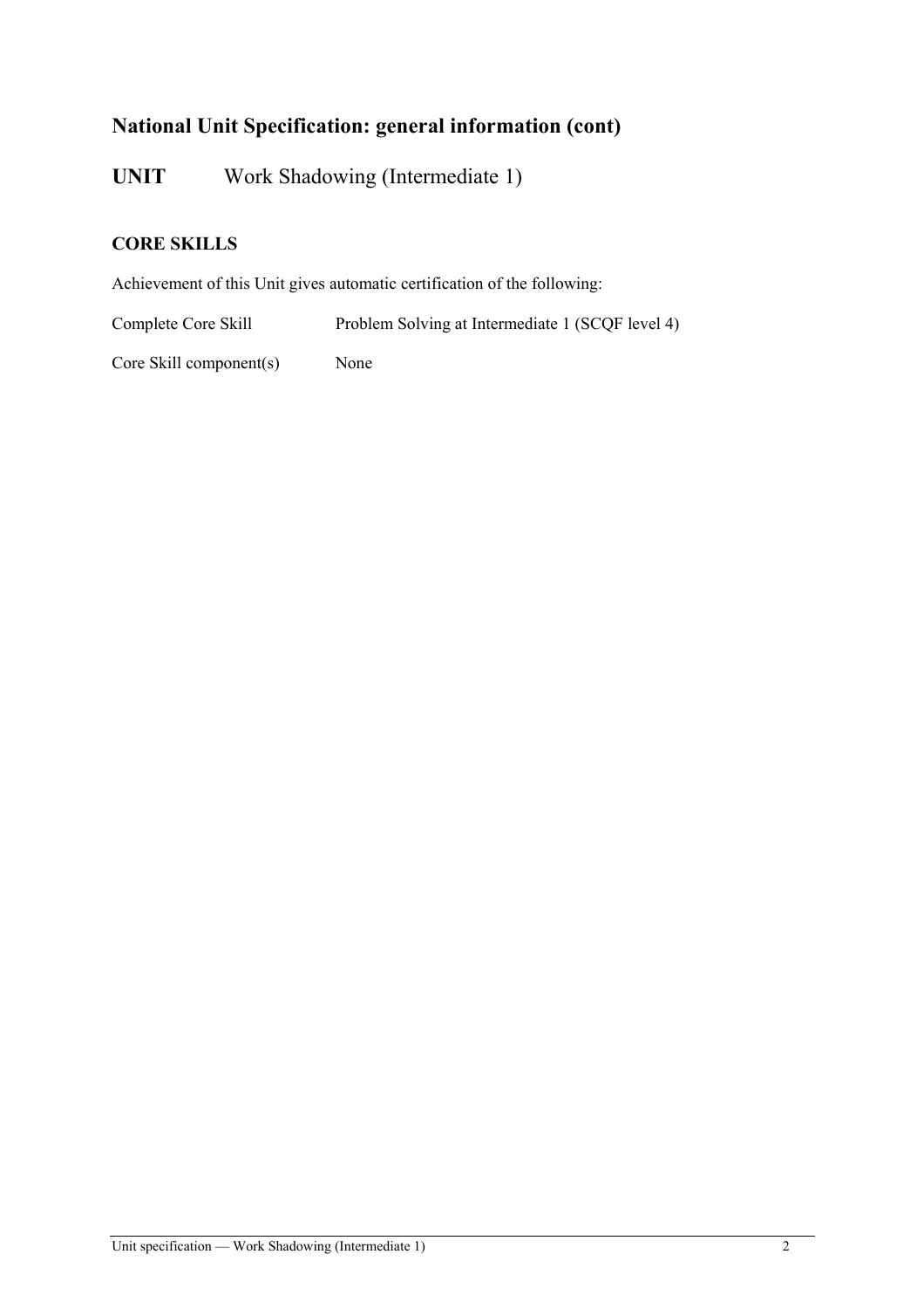## National Unit Specification: general information (cont)

**UNIT** Work Shadowing (Intermediate 1)

### CORE SKILLS

Achievement of this Unit gives automatic certification of the following:

Complete Core Skill Problem Solving at Intermediate 1 (SCQF level 4)

Core Skill component(s) None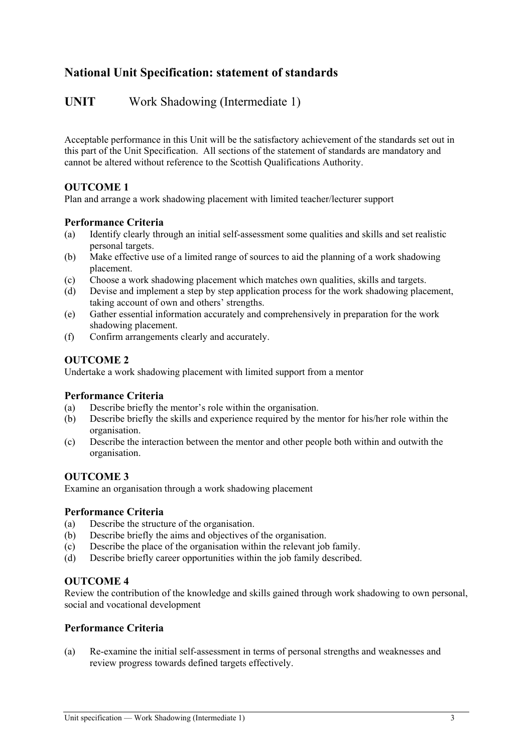## National Unit Specification: statement of standards

## UNIT Work Shadowing (Intermediate 1)

Acceptable performance in this Unit will be the satisfactory achievement of the standards set out in this part of the Unit Specification. All sections of the statement of standards are mandatory and cannot be altered without reference to the Scottish Qualifications Authority.

### OUTCOME 1

Plan and arrange a work shadowing placement with limited teacher/lecturer support

#### Performance Criteria

(a) Identify clearly through an initial self-assessment some qualities and skills and set realistic personal targets.
(b) Make effective use of a limited range of sources to aid the planning of a work shadowing placement.
(c) Choose a work shadowing placement which matches own qualities, skills and targets.
(d) Devise and implement a step by step application process for the work shadowing placement, taking account of own and others' strengths.
(e) Gather essential information accurately and comprehensively in preparation for the work shadowing placement.
(f) Confirm arrangements clearly and accurately.

### OUTCOME 2

Undertake a work shadowing placement with limited support from a mentor

#### Performance Criteria

(a) Describe briefly the mentor's role within the organisation.
(b) Describe briefly the skills and experience required by the mentor for his/her role within the organisation.
(c) Describe the interaction between the mentor and other people both within and outwith the organisation.

### OUTCOME 3

Examine an organisation through a work shadowing placement

#### Performance Criteria

(a) Describe the structure of the organisation.
(b) Describe briefly the aims and objectives of the organisation.
(c) Describe the place of the organisation within the relevant job family.
(d) Describe briefly career opportunities within the job family described.

### OUTCOME 4

Review the contribution of the knowledge and skills gained through work shadowing to own personal, social and vocational development

#### Performance Criteria

(a) Re-examine the initial self-assessment in terms of personal strengths and weaknesses and review progress towards defined targets effectively.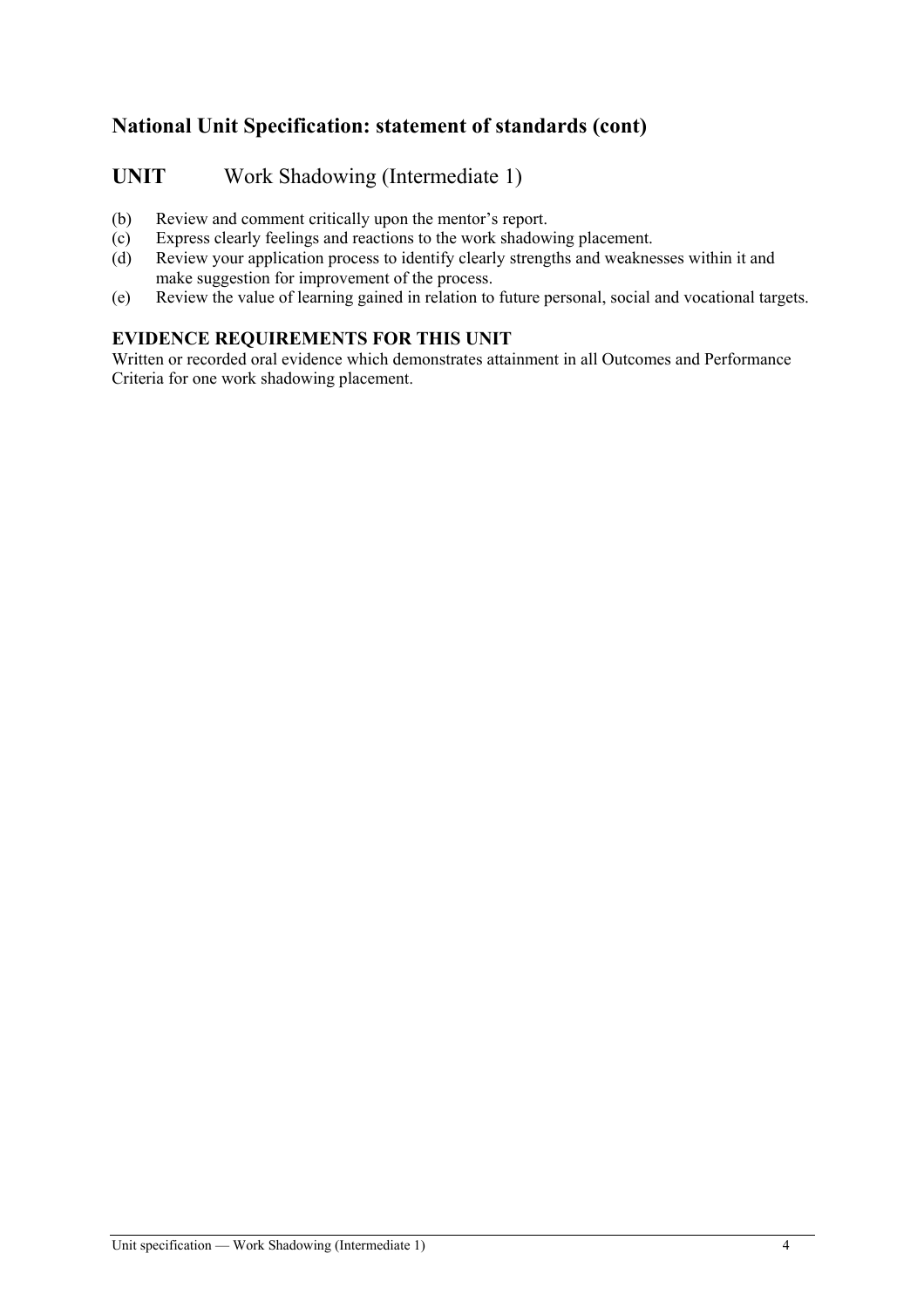## National Unit Specification: statement of standards (cont)

## UNIT Work Shadowing (Intermediate 1)

(b) Review and comment critically upon the mentor's report.
(c) Express clearly feelings and reactions to the work shadowing placement.
(d) Review your application process to identify clearly strengths and weaknesses within it and make suggestion for improvement of the process.
(e) Review the value of learning gained in relation to future personal, social and vocational targets.

### EVIDENCE REQUIREMENTS FOR THIS UNIT

Written or recorded oral evidence which demonstrates attainment in all Outcomes and Performance Criteria for one work shadowing placement.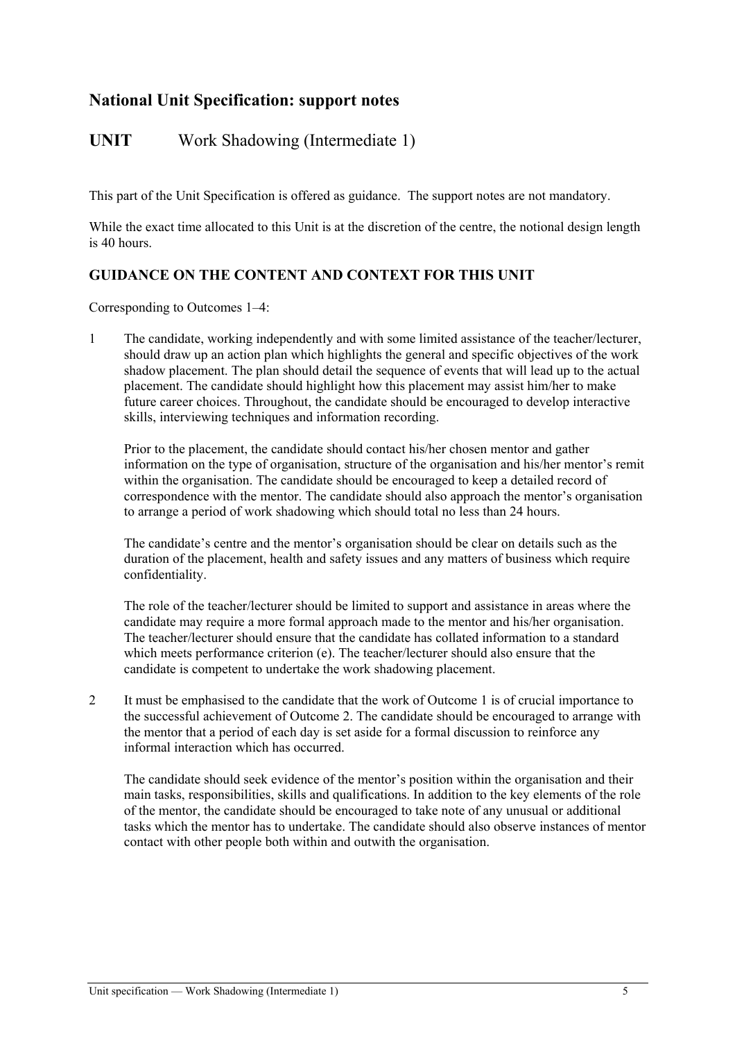## National Unit Specification: support notes

## UNIT Work Shadowing (Intermediate 1)

This part of the Unit Specification is offered as guidance. The support notes are not mandatory.

While the exact time allocated to this Unit is at the discretion of the centre, the notional design length is 40 hours.

### GUIDANCE ON THE CONTENT AND CONTEXT FOR THIS UNIT

Corresponding to Outcomes 1–4:

1 The candidate, working independently and with some limited assistance of the teacher/lecturer, should draw up an action plan which highlights the general and specific objectives of the work shadow placement. The plan should detail the sequence of events that will lead up to the actual placement. The candidate should highlight how this placement may assist him/her to make future career choices. Throughout, the candidate should be encouraged to develop interactive skills, interviewing techniques and information recording.

   Prior to the placement, the candidate should contact his/her chosen mentor and gather information on the type of organisation, structure of the organisation and his/her mentor's remit within the organisation. The candidate should be encouraged to keep a detailed record of correspondence with the mentor. The candidate should also approach the mentor's organisation to arrange a period of work shadowing which should total no less than 24 hours.

   The candidate's centre and the mentor's organisation should be clear on details such as the duration of the placement, health and safety issues and any matters of business which require confidentiality.

   The role of the teacher/lecturer should be limited to support and assistance in areas where the candidate may require a more formal approach made to the mentor and his/her organisation. The teacher/lecturer should ensure that the candidate has collated information to a standard which meets performance criterion (e). The teacher/lecturer should also ensure that the candidate is competent to undertake the work shadowing placement.

2 It must be emphasised to the candidate that the work of Outcome 1 is of crucial importance to the successful achievement of Outcome 2. The candidate should be encouraged to arrange with the mentor that a period of each day is set aside for a formal discussion to reinforce any informal interaction which has occurred.

   The candidate should seek evidence of the mentor's position within the organisation and their main tasks, responsibilities, skills and qualifications. In addition to the key elements of the role of the mentor, the candidate should be encouraged to take note of any unusual or additional tasks which the mentor has to undertake. The candidate should also observe instances of mentor contact with other people both within and outwith the organisation.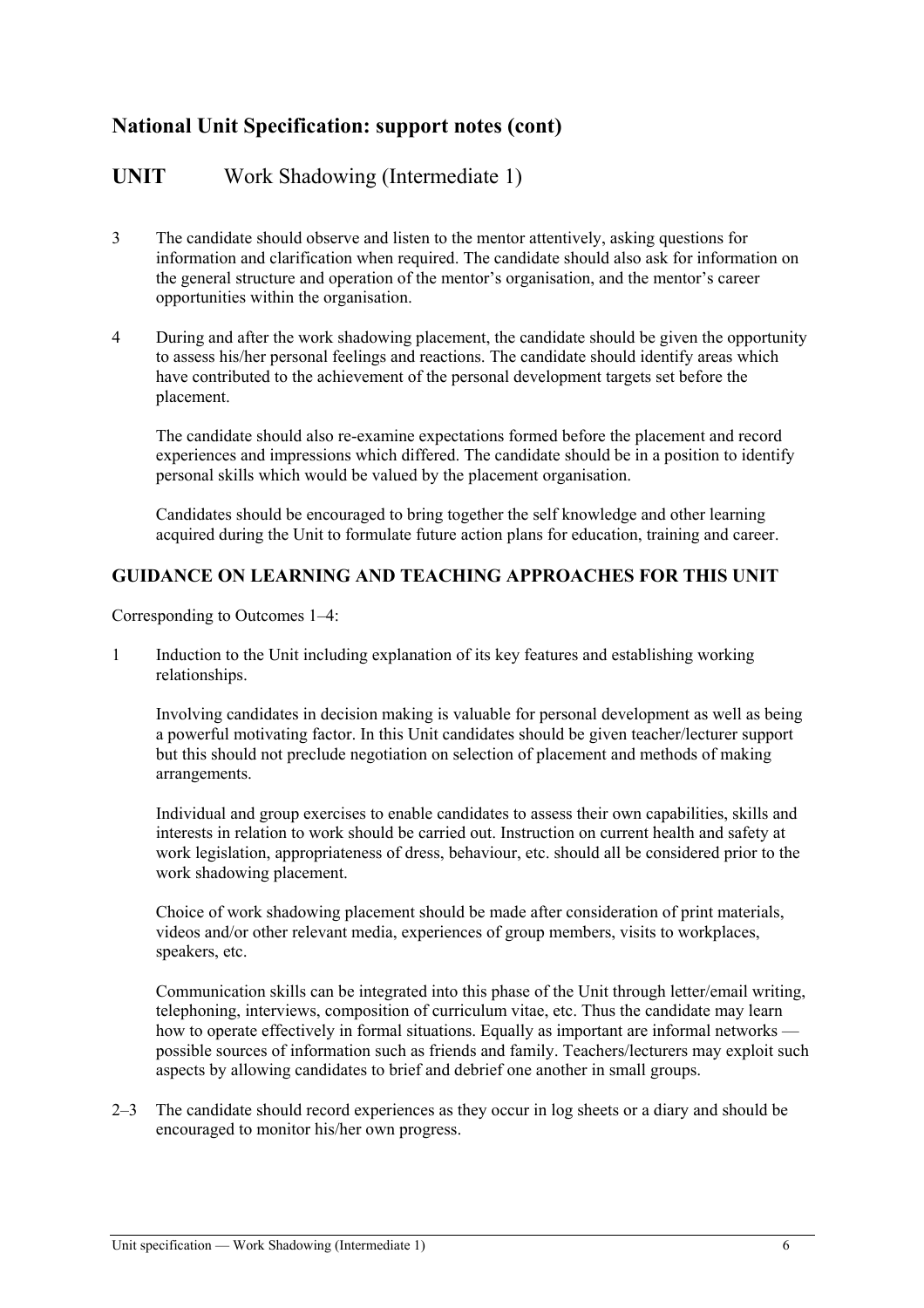## National Unit Specification: support notes (cont)

## UNIT Work Shadowing (Intermediate 1)

3 The candidate should observe and listen to the mentor attentively, asking questions for information and clarification when required. The candidate should also ask for information on the general structure and operation of the mentor's organisation, and the mentor's career opportunities within the organisation.

4 During and after the work shadowing placement, the candidate should be given the opportunity to assess his/her personal feelings and reactions. The candidate should identify areas which have contributed to the achievement of the personal development targets set before the placement.

The candidate should also re-examine expectations formed before the placement and record experiences and impressions which differed. The candidate should be in a position to identify personal skills which would be valued by the placement organisation.

Candidates should be encouraged to bring together the self knowledge and other learning acquired during the Unit to formulate future action plans for education, training and career.

### GUIDANCE ON LEARNING AND TEACHING APPROACHES FOR THIS UNIT

Corresponding to Outcomes 1–4:

1 Induction to the Unit including explanation of its key features and establishing working relationships.

Involving candidates in decision making is valuable for personal development as well as being a powerful motivating factor. In this Unit candidates should be given teacher/lecturer support but this should not preclude negotiation on selection of placement and methods of making arrangements.

Individual and group exercises to enable candidates to assess their own capabilities, skills and interests in relation to work should be carried out. Instruction on current health and safety at work legislation, appropriateness of dress, behaviour, etc. should all be considered prior to the work shadowing placement.

Choice of work shadowing placement should be made after consideration of print materials, videos and/or other relevant media, experiences of group members, visits to workplaces, speakers, etc.

Communication skills can be integrated into this phase of the Unit through letter/email writing, telephoning, interviews, composition of curriculum vitae, etc. Thus the candidate may learn how to operate effectively in formal situations. Equally as important are informal networks — possible sources of information such as friends and family. Teachers/lecturers may exploit such aspects by allowing candidates to brief and debrief one another in small groups.

2–3 The candidate should record experiences as they occur in log sheets or a diary and should be encouraged to monitor his/her own progress.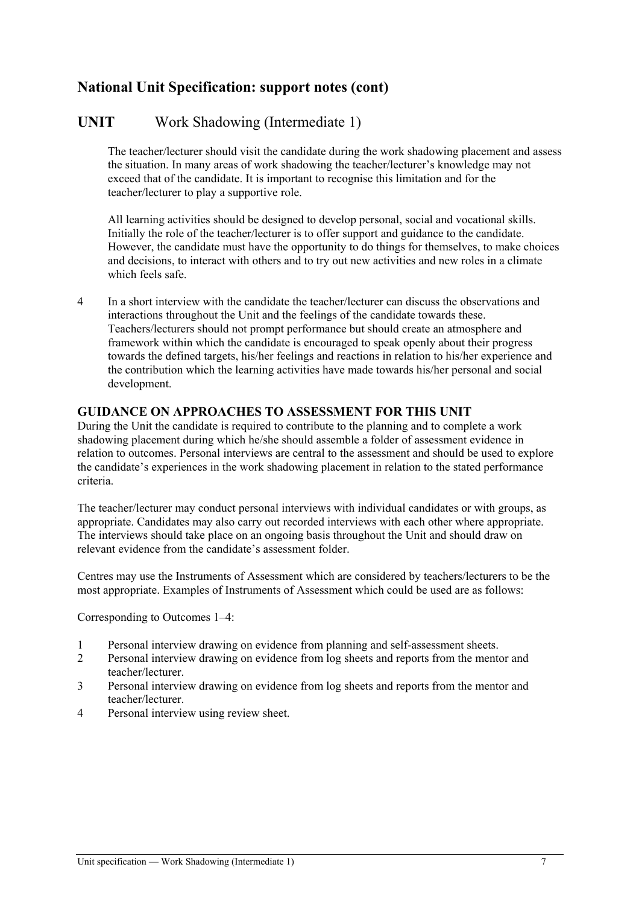## National Unit Specification: support notes (cont)

## UNIT Work Shadowing (Intermediate 1)

The teacher/lecturer should visit the candidate during the work shadowing placement and assess the situation. In many areas of work shadowing the teacher/lecturer's knowledge may not exceed that of the candidate. It is important to recognise this limitation and for the teacher/lecturer to play a supportive role.

All learning activities should be designed to develop personal, social and vocational skills. Initially the role of the teacher/lecturer is to offer support and guidance to the candidate. However, the candidate must have the opportunity to do things for themselves, to make choices and decisions, to interact with others and to try out new activities and new roles in a climate which feels safe.

4 In a short interview with the candidate the teacher/lecturer can discuss the observations and interactions throughout the Unit and the feelings of the candidate towards these. Teachers/lecturers should not prompt performance but should create an atmosphere and framework within which the candidate is encouraged to speak openly about their progress towards the defined targets, his/her feelings and reactions in relation to his/her experience and the contribution which the learning activities have made towards his/her personal and social development.

### GUIDANCE ON APPROACHES TO ASSESSMENT FOR THIS UNIT

During the Unit the candidate is required to contribute to the planning and to complete a work shadowing placement during which he/she should assemble a folder of assessment evidence in relation to outcomes. Personal interviews are central to the assessment and should be used to explore the candidate's experiences in the work shadowing placement in relation to the stated performance criteria.

The teacher/lecturer may conduct personal interviews with individual candidates or with groups, as appropriate. Candidates may also carry out recorded interviews with each other where appropriate. The interviews should take place on an ongoing basis throughout the Unit and should draw on relevant evidence from the candidate's assessment folder.

Centres may use the Instruments of Assessment which are considered by teachers/lecturers to be the most appropriate. Examples of Instruments of Assessment which could be used are as follows:

Corresponding to Outcomes 1–4:

1. Personal interview drawing on evidence from planning and self-assessment sheets.
2. Personal interview drawing on evidence from log sheets and reports from the mentor and teacher/lecturer.
3. Personal interview drawing on evidence from log sheets and reports from the mentor and teacher/lecturer.
4. Personal interview using review sheet.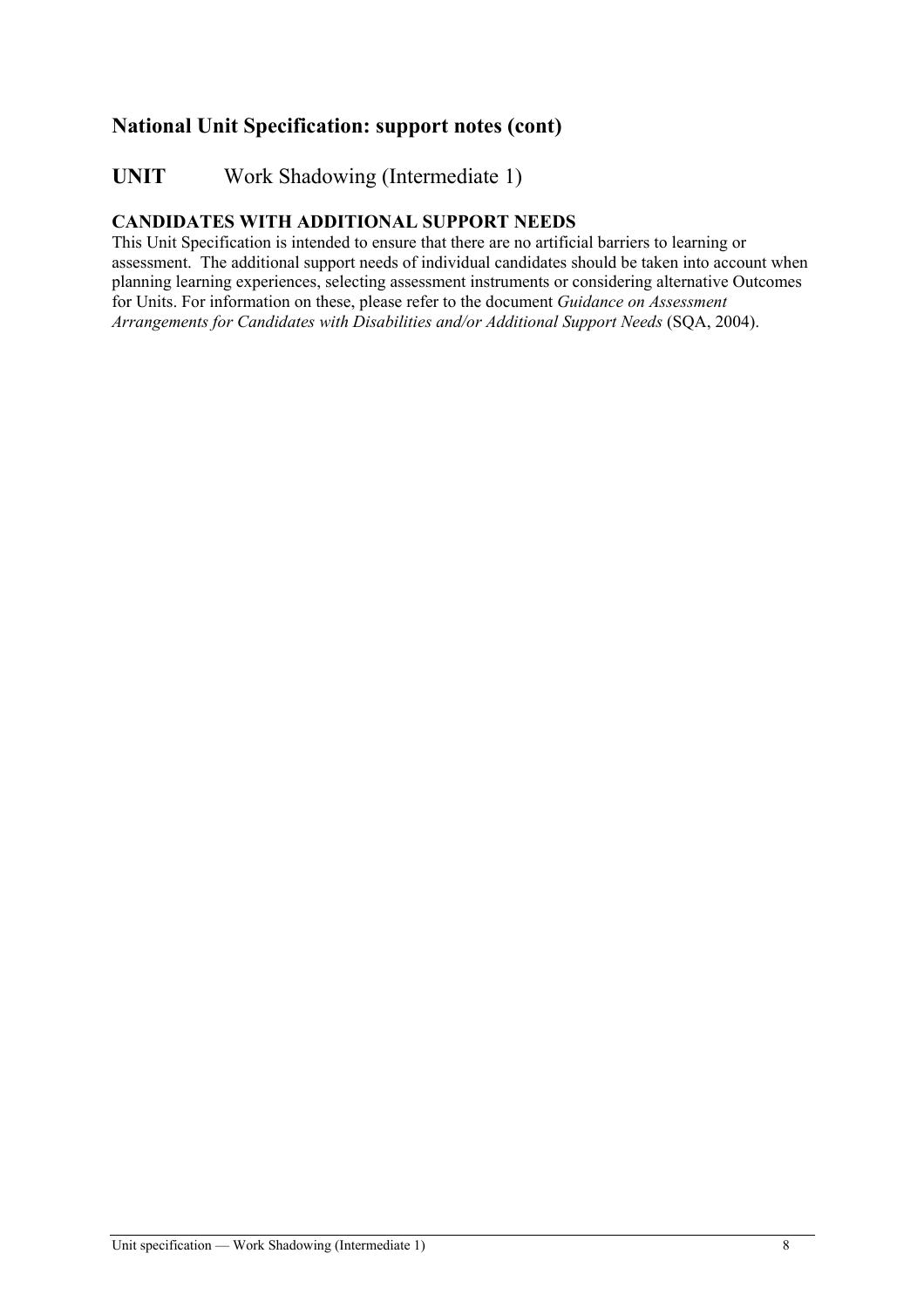## National Unit Specification: support notes (cont)

**UNIT** Work Shadowing (Intermediate 1)

### CANDIDATES WITH ADDITIONAL SUPPORT NEEDS

This Unit Specification is intended to ensure that there are no artificial barriers to learning or assessment. The additional support needs of individual candidates should be taken into account when planning learning experiences, selecting assessment instruments or considering alternative Outcomes for Units. For information on these, please refer to the document *Guidance on Assessment Arrangements for Candidates with Disabilities and/or Additional Support Needs* (SQA, 2004).